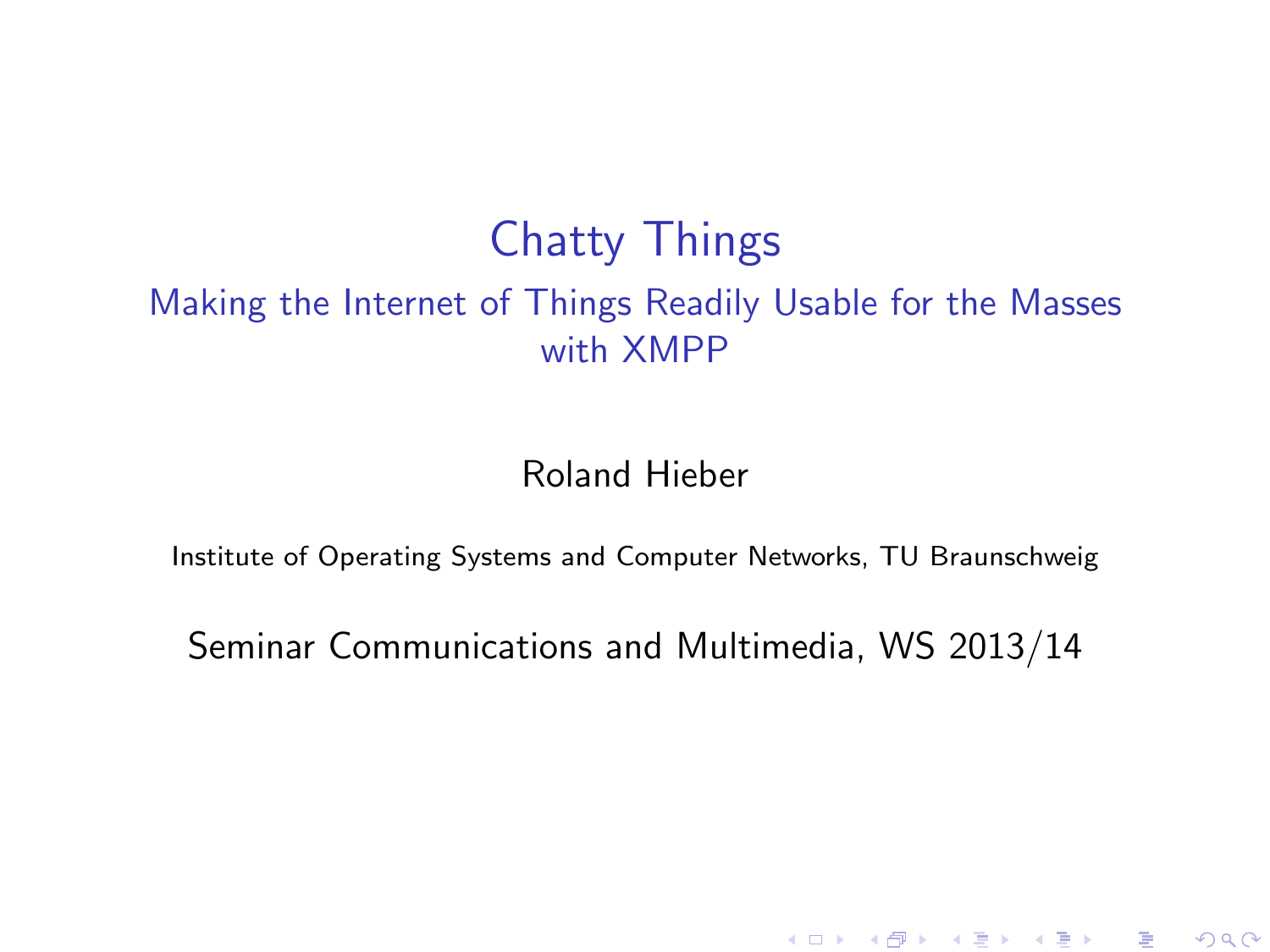# Chatty Things

## Making the Internet of Things Readily Usable for the Masses with XMPP

Roland Hieber

Institute of Operating Systems and Computer Networks, TU Braunschweig

Seminar Communications and Multimedia, WS 2013/14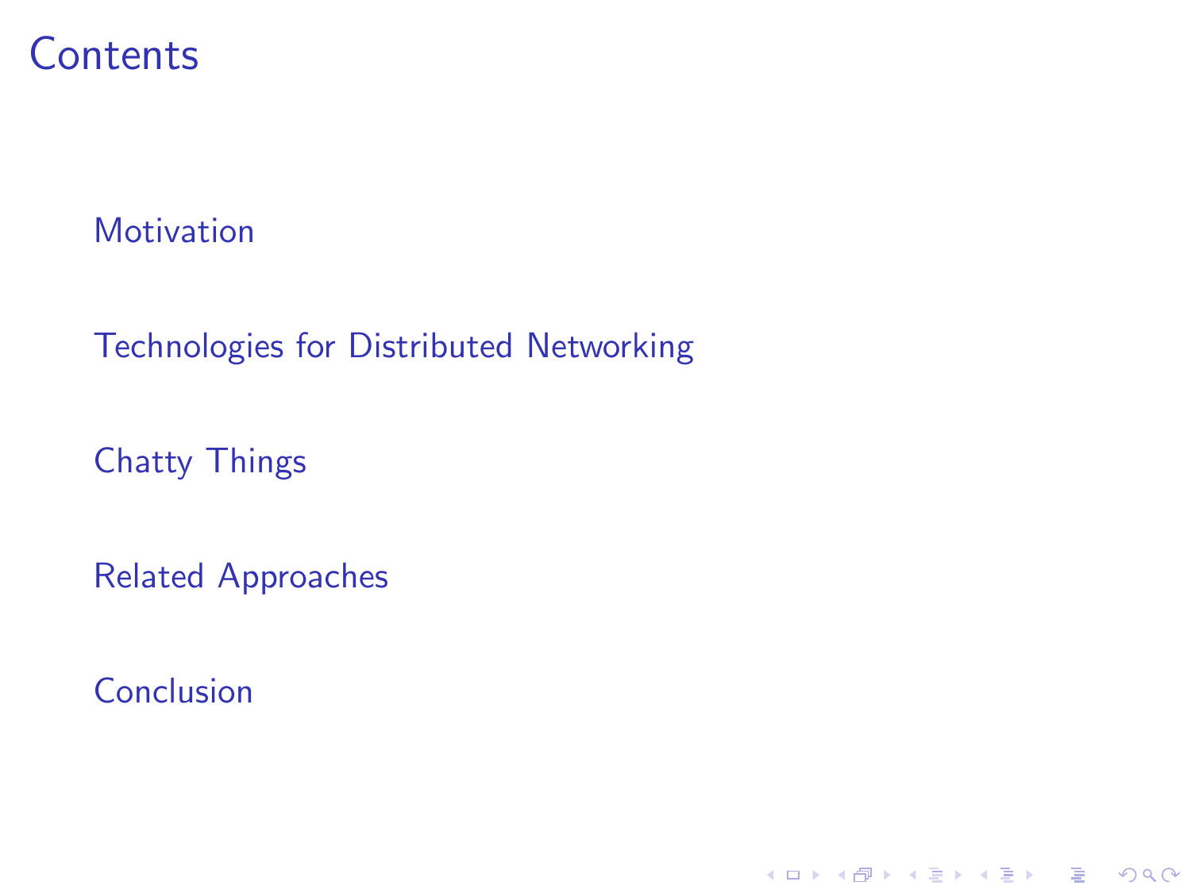# Contents

- Motivation
- Technologies for Distributed Networking
- Chatty Things
- Related Approaches
- Conclusion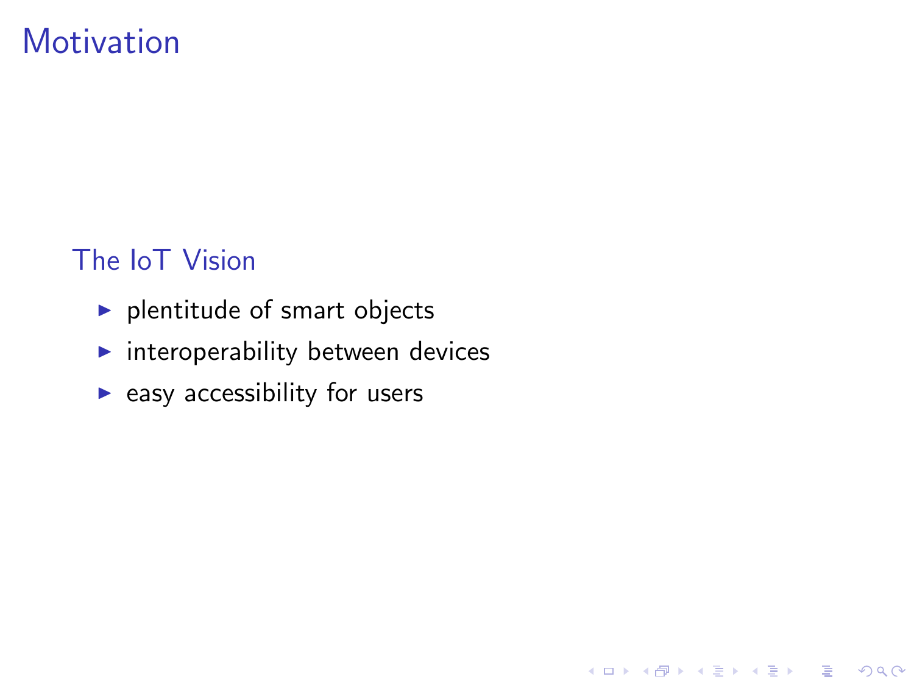# Motivation

## The IoT Vision

- plentitude of smart objects
- interoperability between devices
- easy accessibility for users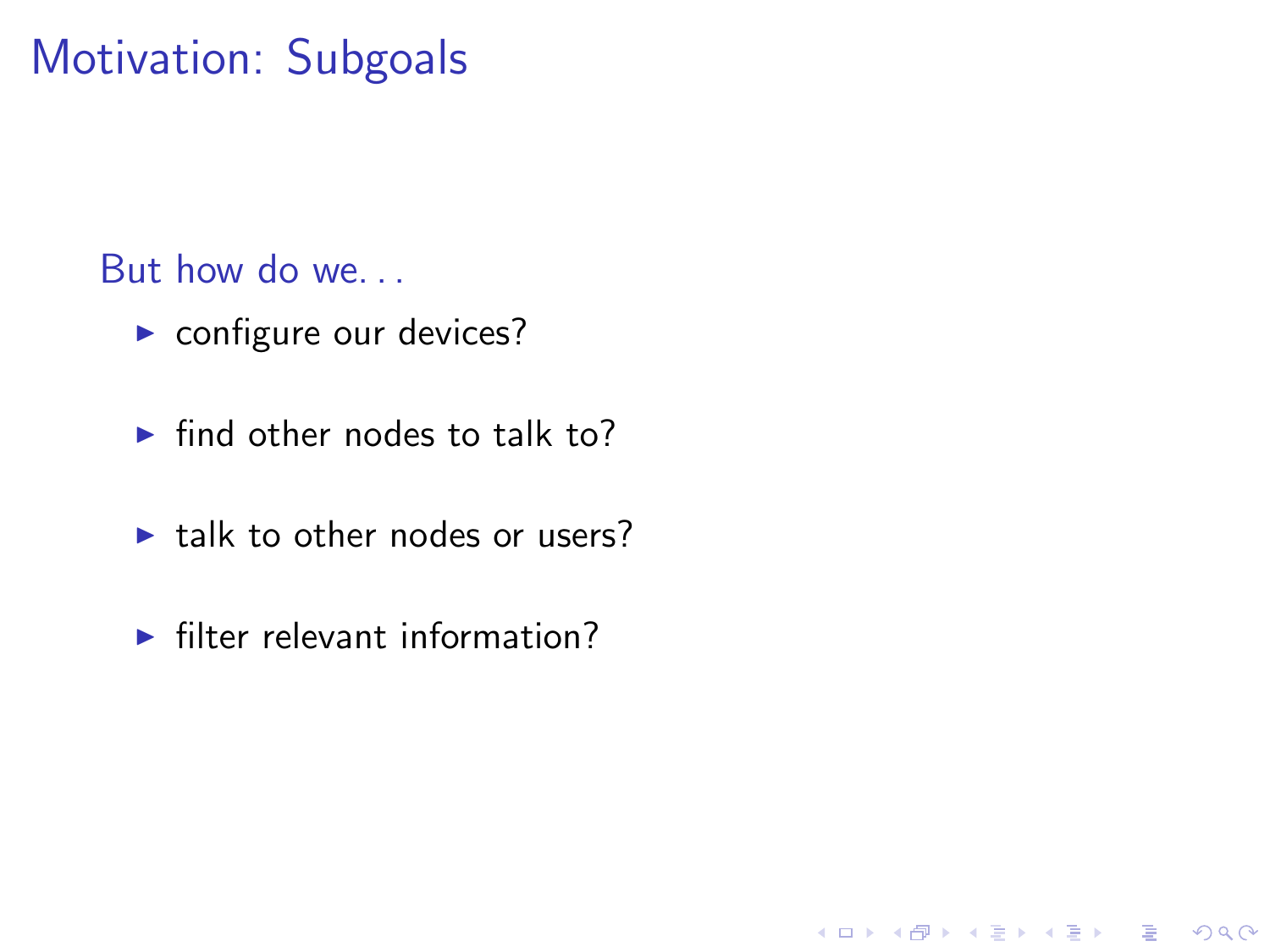# Motivation: Subgoals

But how do we...

- configure our devices?
- find other nodes to talk to?
- talk to other nodes or users?
- filter relevant information?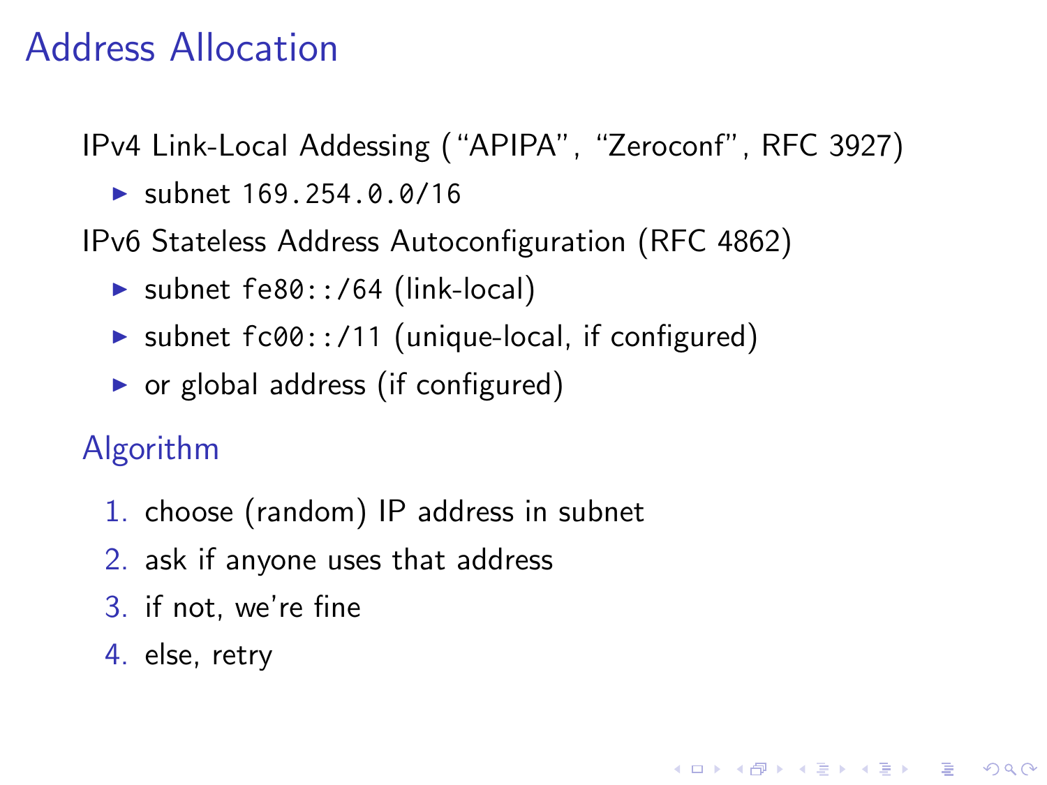# Address Allocation

IPv4 Link-Local Addessing (“APIPA”, “Zeroconf”, RFC 3927)

- subnet `169.254.0.0/16`

IPv6 Stateless Address Autoconfiguration (RFC 4862)

- subnet `fe80::/64` (link-local)
- subnet `fc00::/11` (unique-local, if configured)
- or global address (if configured)

## Algorithm

1. choose (random) IP address in subnet
2. ask if anyone uses that address
3. if not, we’re fine
4. else, retry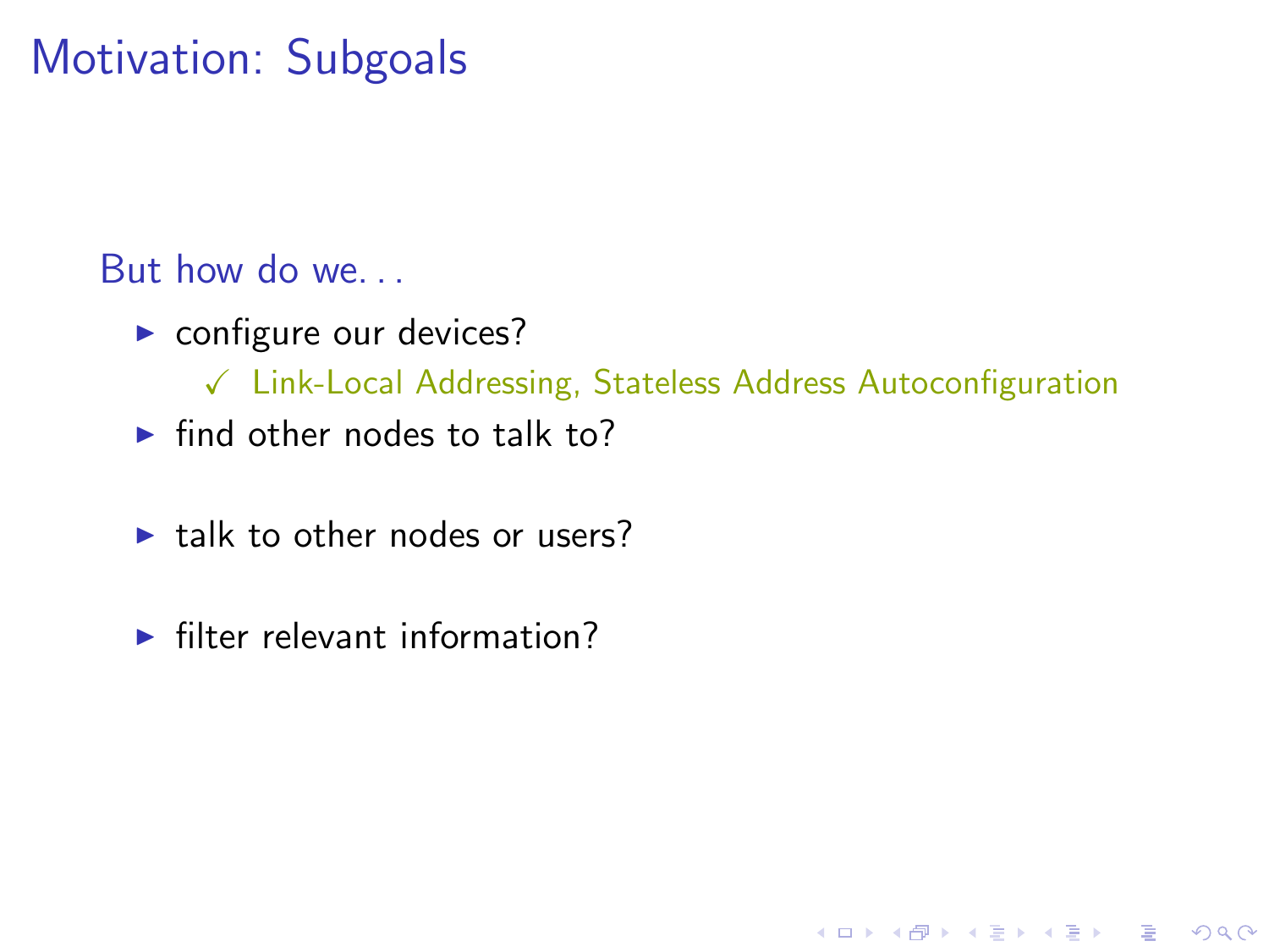# Motivation: Subgoals

But how do we…

- configure our devices?
  - ✓ Link-Local Addressing, Stateless Address Autoconfiguration
- find other nodes to talk to?
- talk to other nodes or users?
- filter relevant information?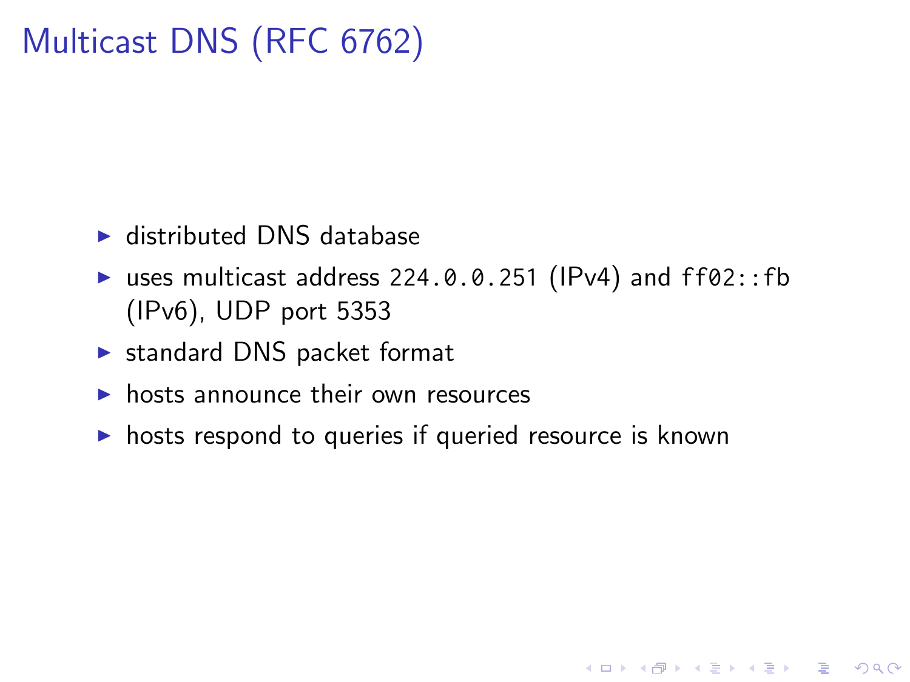# Multicast DNS (RFC 6762)

- distributed DNS database
- uses multicast address `224.0.0.251` (IPv4) and `ff02::fb` (IPv6), UDP port 5353
- standard DNS packet format
- hosts announce their own resources
- hosts respond to queries if queried resource is known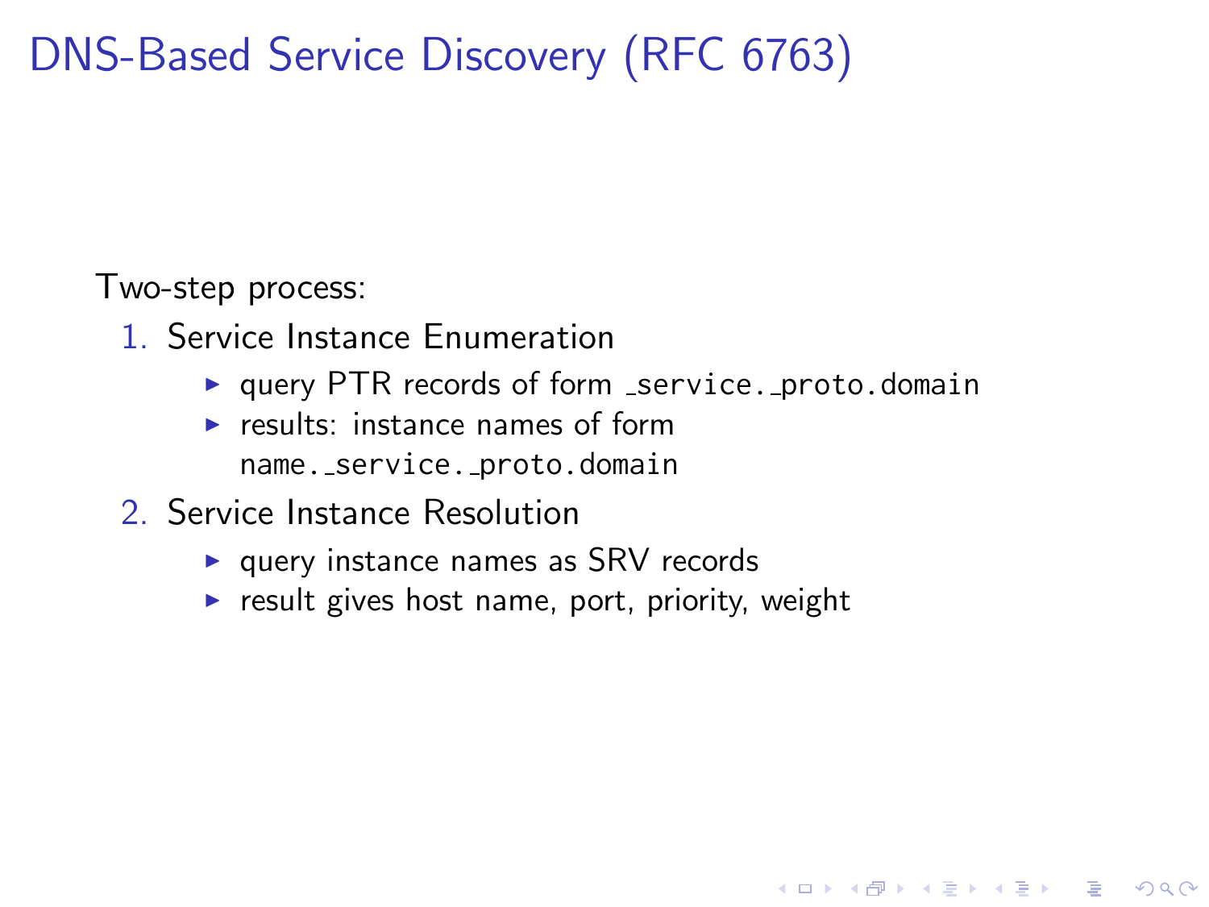# DNS-Based Service Discovery (RFC 6763)

Two-step process:

1. Service Instance Enumeration
   - query PTR records of form `_service._proto.domain`
   - results: instance names of form `name._service._proto.domain`
2. Service Instance Resolution
   - query instance names as SRV records
   - result gives host name, port, priority, weight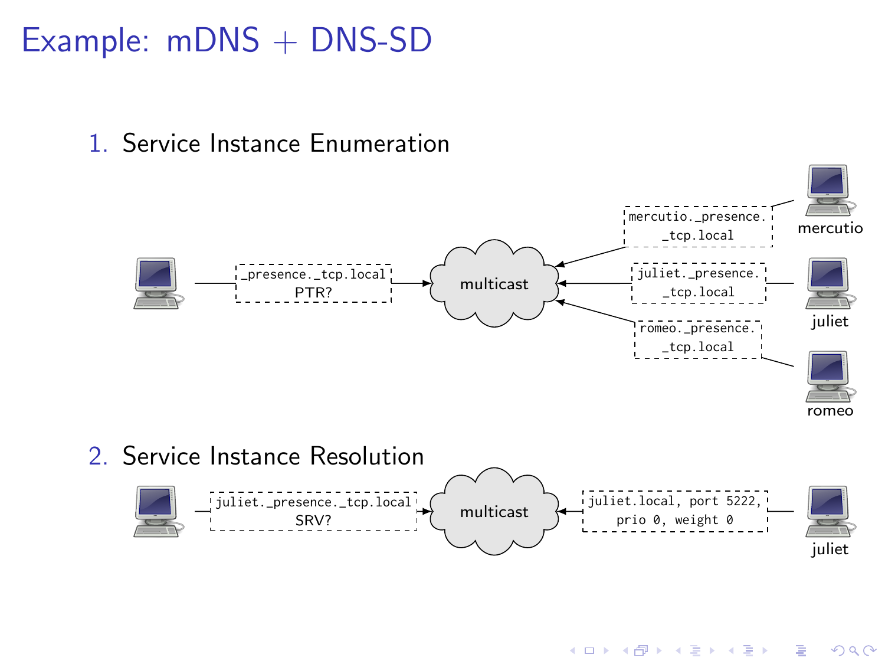# Example: mDNS + DNS-SD

1. Service Instance Enumeration

_presence._tcp.local PTR?

multicast

mercutio._presence._tcp.local

juliet._presence._tcp.local

romeo._presence._tcp.local

mercutio

juliet

romeo

2. Service Instance Resolution

juliet._presence._tcp.local SRV?

multicast

juliet.local, port 5222, prio 0, weight 0

juliet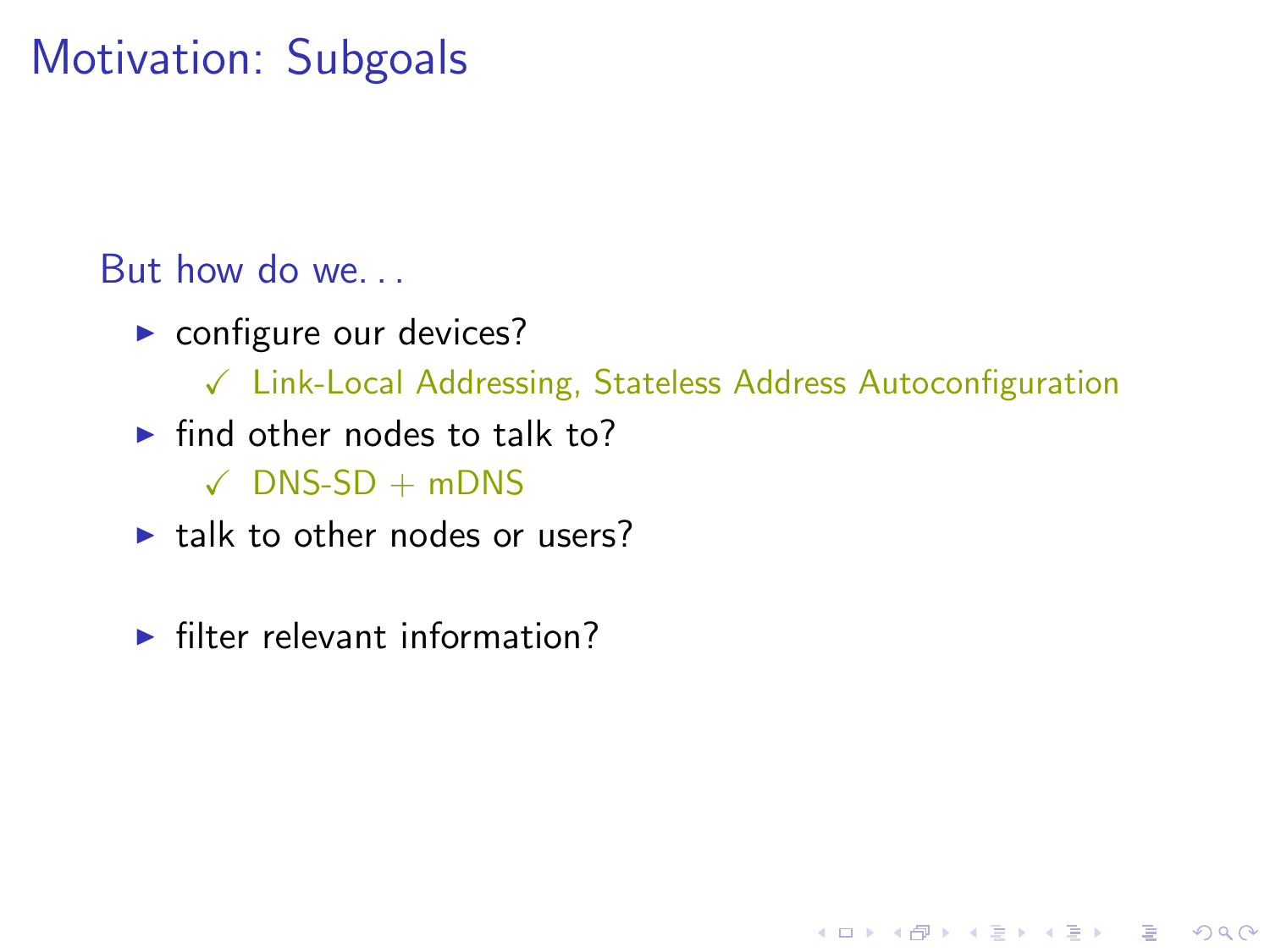# Motivation: Subgoals

But how do we...

- configure our devices?
  - ✓ Link-Local Addressing, Stateless Address Autoconfiguration
- find other nodes to talk to?
  - ✓ DNS-SD + mDNS
- talk to other nodes or users?
- filter relevant information?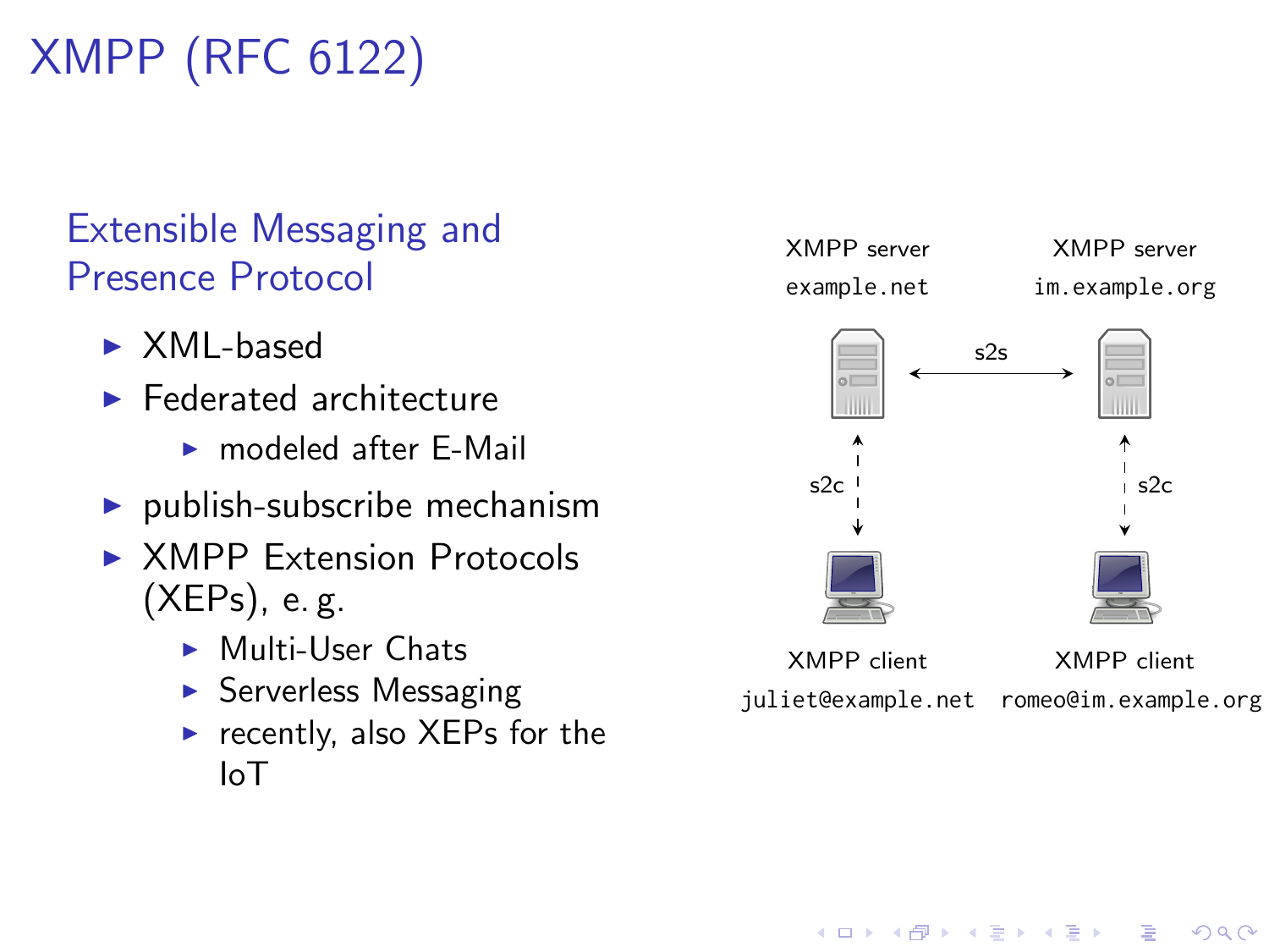# XMPP (RFC 6122)

## Extensible Messaging and Presence Protocol

- XML-based
- Federated architecture
  - modeled after E-Mail
- publish-subscribe mechanism
- XMPP Extension Protocols (XEPs), e. g.
  - Multi-User Chats
  - Serverless Messaging
  - recently, also XEPs for the IoT

XMPP server `example.net` — s2s — XMPP server `im.example.org`

s2c: XMPP client `juliet@example.net`

s2c: XMPP client `romeo@im.example.org`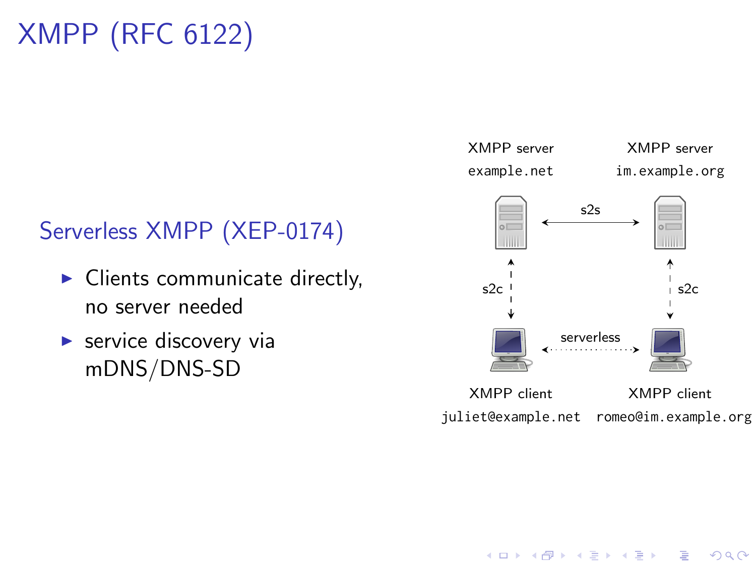# XMPP (RFC 6122)

## Serverless XMPP (XEP-0174)

- Clients communicate directly, no server needed
- service discovery via mDNS/DNS-SD

XMPP server
example.net

XMPP server
im.example.org

s2s

s2c

s2c

serverless

XMPP client
juliet@example.net

XMPP client
romeo@im.example.org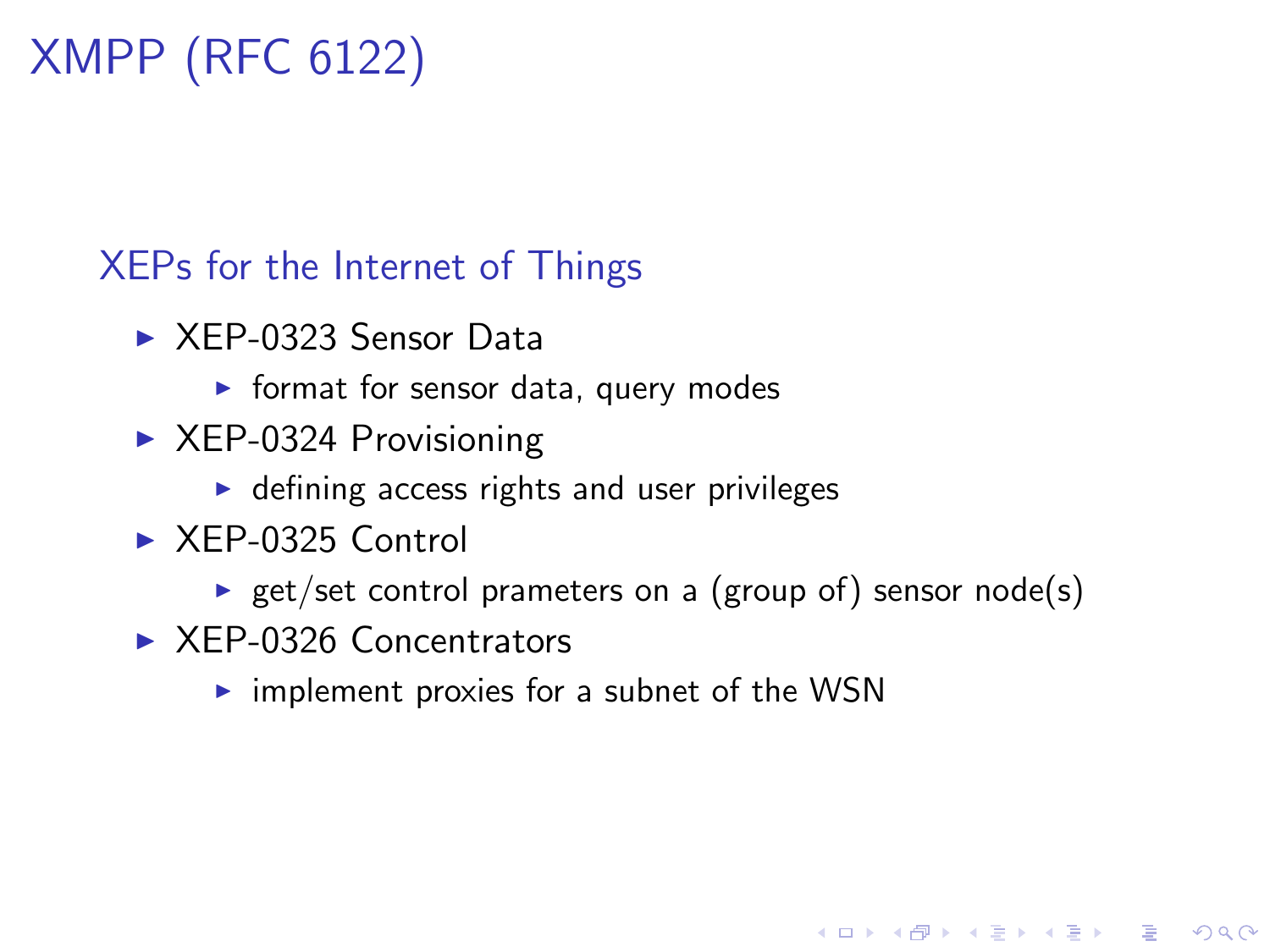# XMPP (RFC 6122)

## XEPs for the Internet of Things

- XEP-0323 Sensor Data
  - format for sensor data, query modes
- XEP-0324 Provisioning
  - defining access rights and user privileges
- XEP-0325 Control
  - get/set control prameters on a (group of) sensor node(s)
- XEP-0326 Concentrators
  - implement proxies for a subnet of the WSN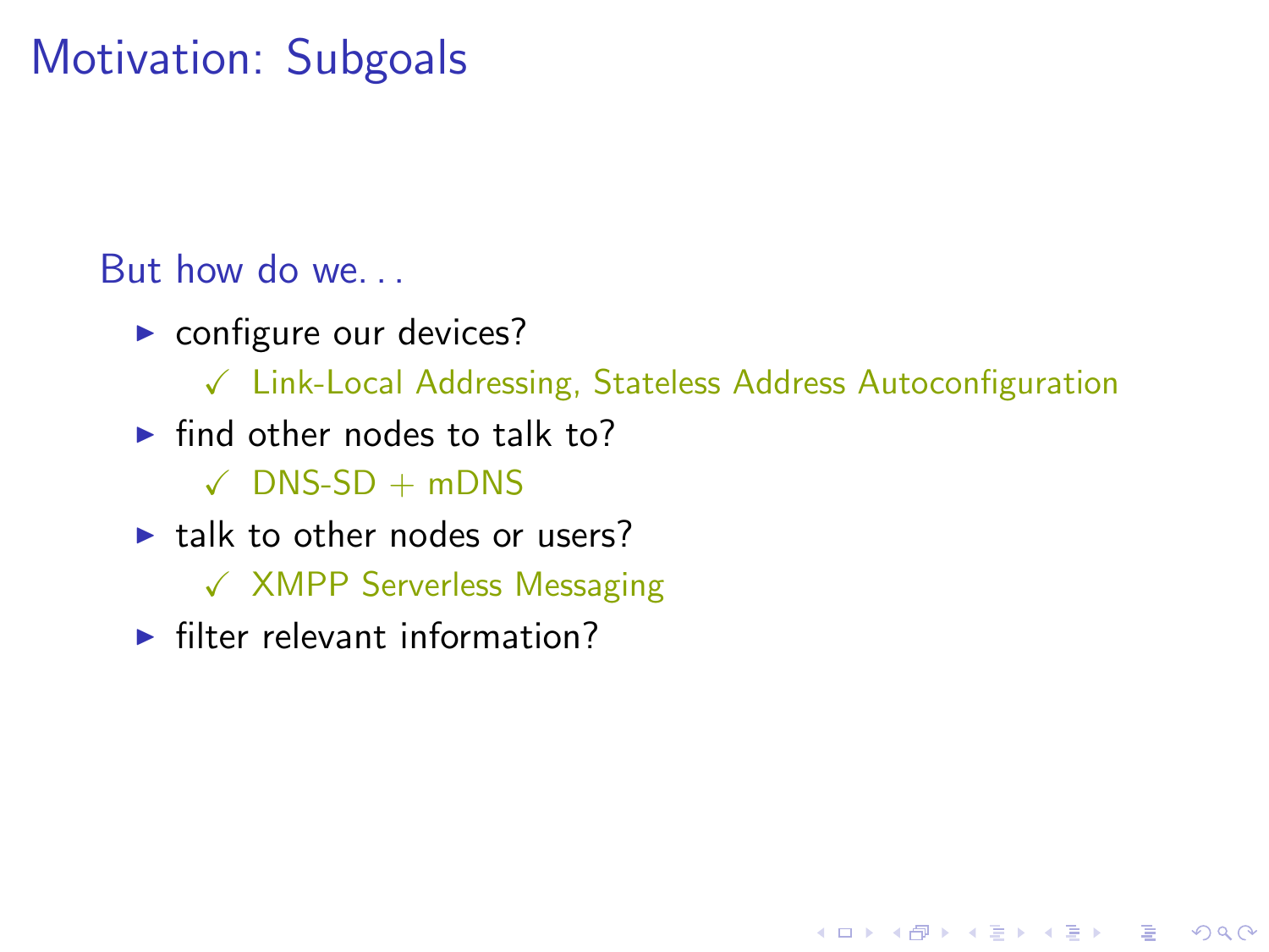# Motivation: Subgoals

But how do we...

- configure our devices?
  - ✓ Link-Local Addressing, Stateless Address Autoconfiguration
- find other nodes to talk to?
  - ✓ DNS-SD + mDNS
- talk to other nodes or users?
  - ✓ XMPP Serverless Messaging
- filter relevant information?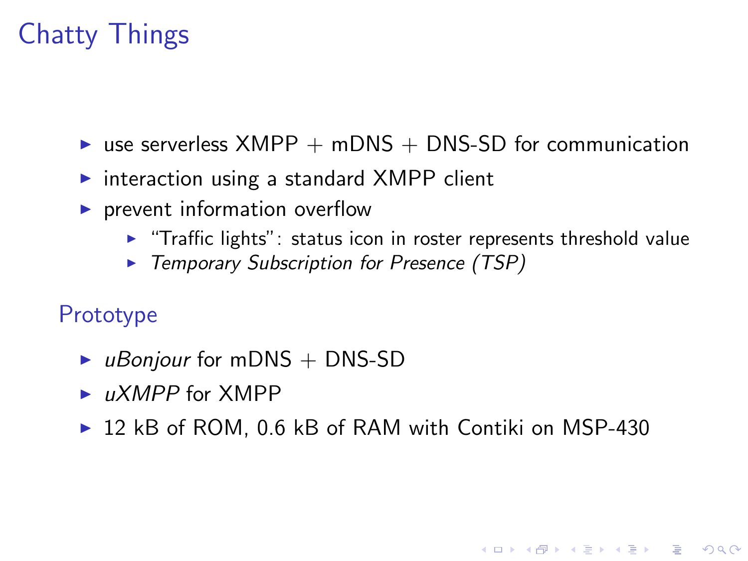# Chatty Things

- use serverless XMPP + mDNS + DNS-SD for communication
- interaction using a standard XMPP client
- prevent information overflow
  - "Traffic lights": status icon in roster represents threshold value
  - *Temporary Subscription for Presence (TSP)*

## Prototype

- *uBonjour* for mDNS + DNS-SD
- *uXMPP* for XMPP
- 12 kB of ROM, 0.6 kB of RAM with Contiki on MSP-430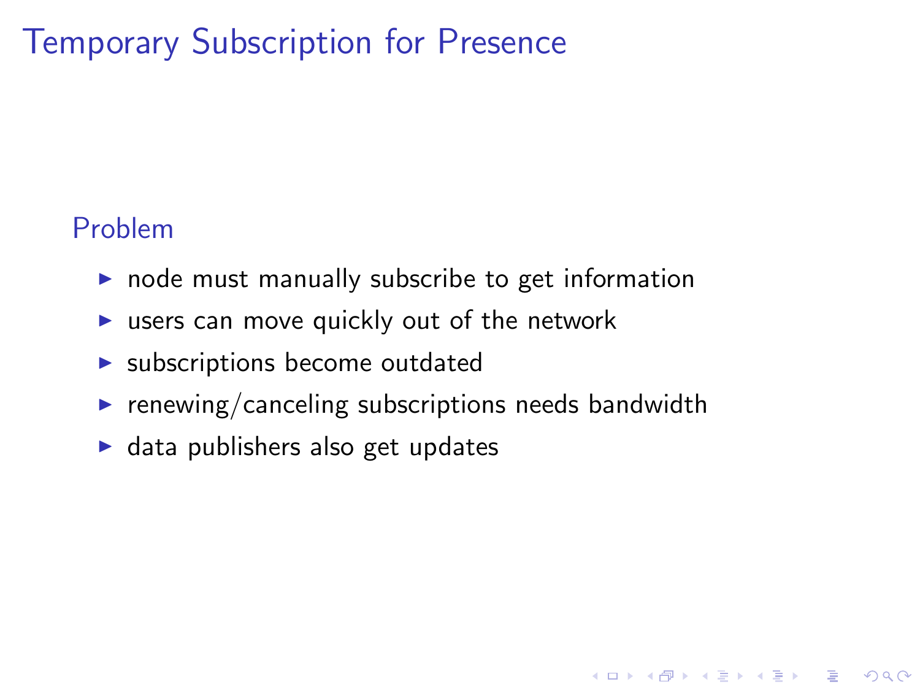# Temporary Subscription for Presence

### Problem

- node must manually subscribe to get information
- users can move quickly out of the network
- subscriptions become outdated
- renewing/canceling subscriptions needs bandwidth
- data publishers also get updates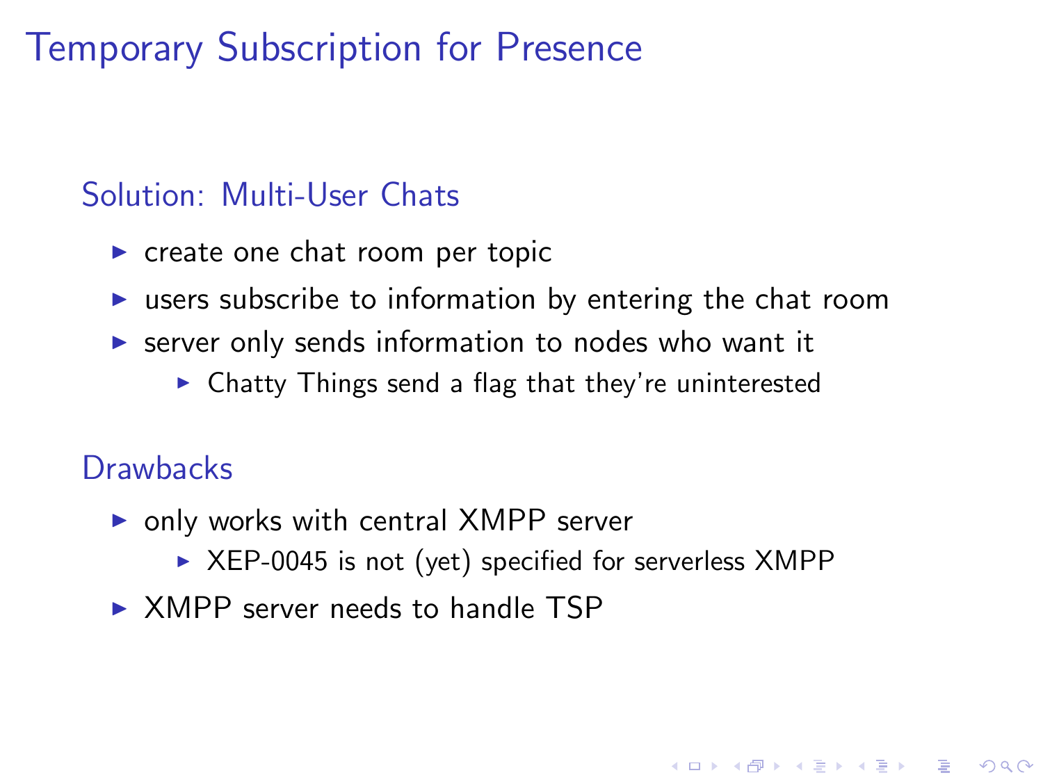# Temporary Subscription for Presence

## Solution: Multi-User Chats

- create one chat room per topic
- users subscribe to information by entering the chat room
- server only sends information to nodes who want it
  - Chatty Things send a flag that they're uninterested

## Drawbacks

- only works with central XMPP server
  - XEP-0045 is not (yet) specified for serverless XMPP
- XMPP server needs to handle TSP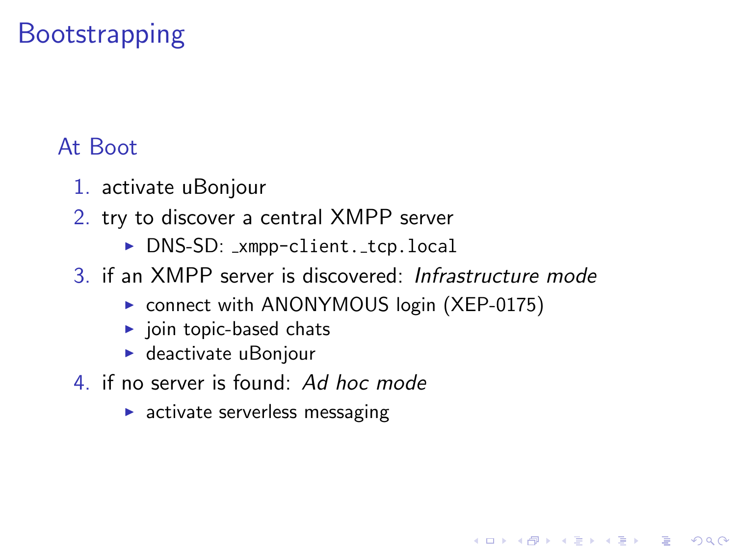# Bootstrapping

## At Boot

1. activate uBonjour
2. try to discover a central XMPP server
   - DNS-SD: `_xmpp-client._tcp.local`
3. if an XMPP server is discovered: *Infrastructure mode*
   - connect with ANONYMOUS login (XEP-0175)
   - join topic-based chats
   - deactivate uBonjour
4. if no server is found: *Ad hoc mode*
   - activate serverless messaging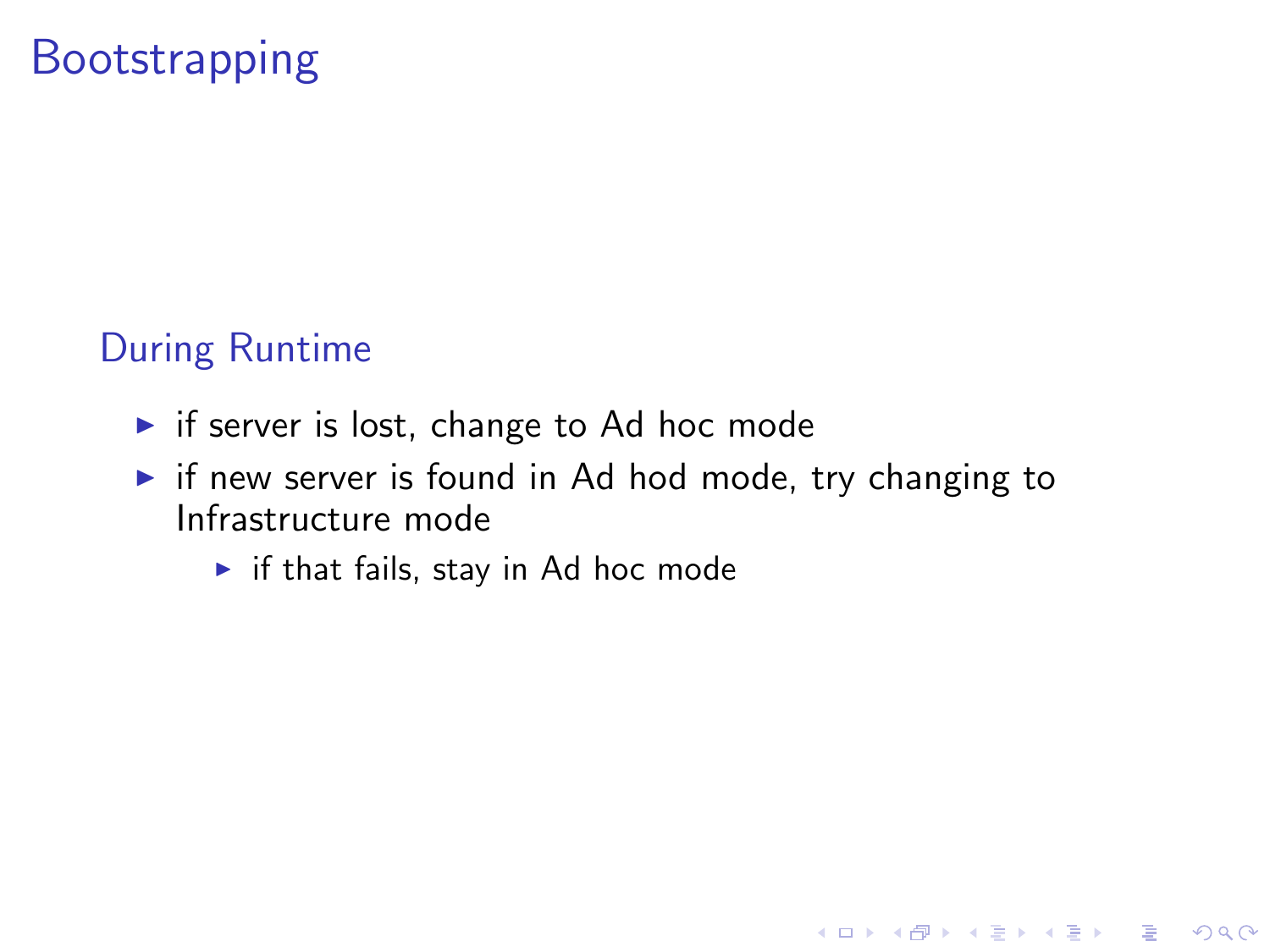# Bootstrapping

### During Runtime

- if server is lost, change to Ad hoc mode
- if new server is found in Ad hod mode, try changing to Infrastructure mode
  - if that fails, stay in Ad hoc mode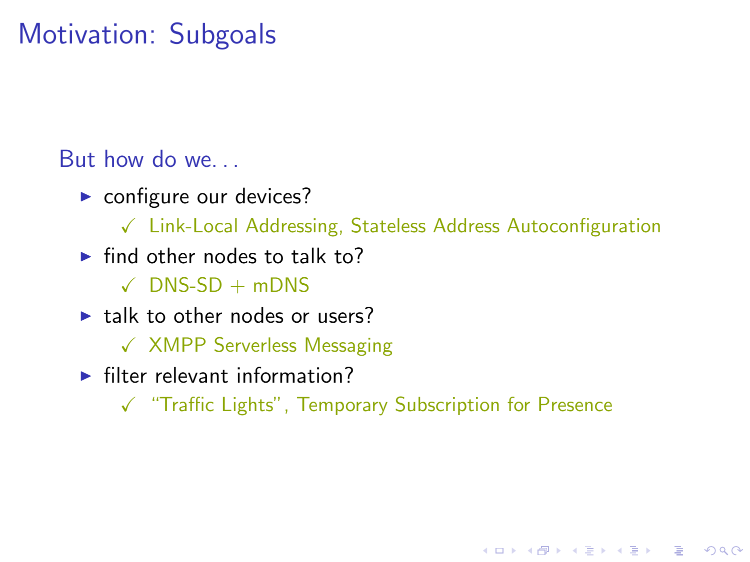# Motivation: Subgoals

But how do we. . .

- configure our devices?
  - ✓ Link-Local Addressing, Stateless Address Autoconfiguration
- find other nodes to talk to?
  - ✓ DNS-SD + mDNS
- talk to other nodes or users?
  - ✓ XMPP Serverless Messaging
- filter relevant information?
  - ✓ “Traffic Lights”, Temporary Subscription for Presence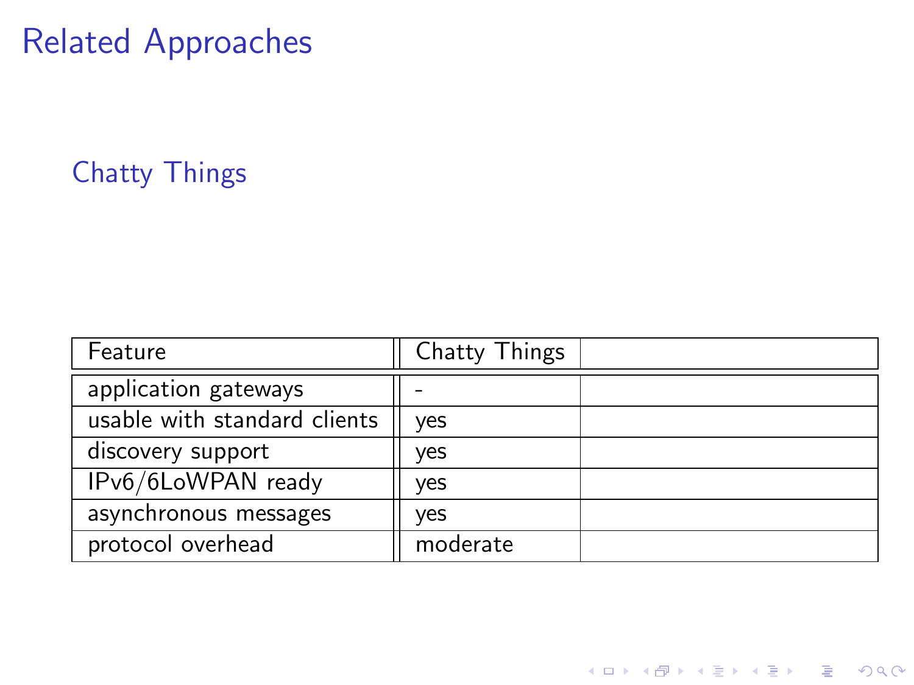# Related Approaches

## Chatty Things

| Feature | Chatty Things | |
|---|---|---|
| application gateways | - | |
| usable with standard clients | yes | |
| discovery support | yes | |
| IPv6/6LoWPAN ready | yes | |
| asynchronous messages | yes | |
| protocol overhead | moderate | |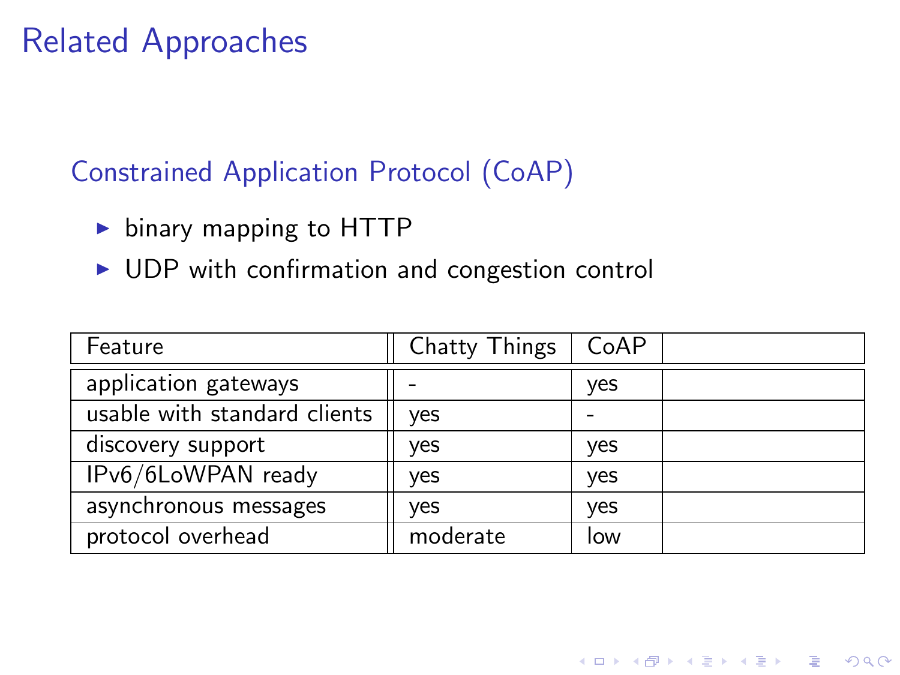# Related Approaches

## Constrained Application Protocol (CoAP)

- binary mapping to HTTP
- UDP with confirmation and congestion control

| Feature | Chatty Things | CoAP | |
|---|---|---|---|
| application gateways | - | yes | |
| usable with standard clients | yes | - | |
| discovery support | yes | yes | |
| IPv6/6LoWPAN ready | yes | yes | |
| asynchronous messages | yes | yes | |
| protocol overhead | moderate | low | |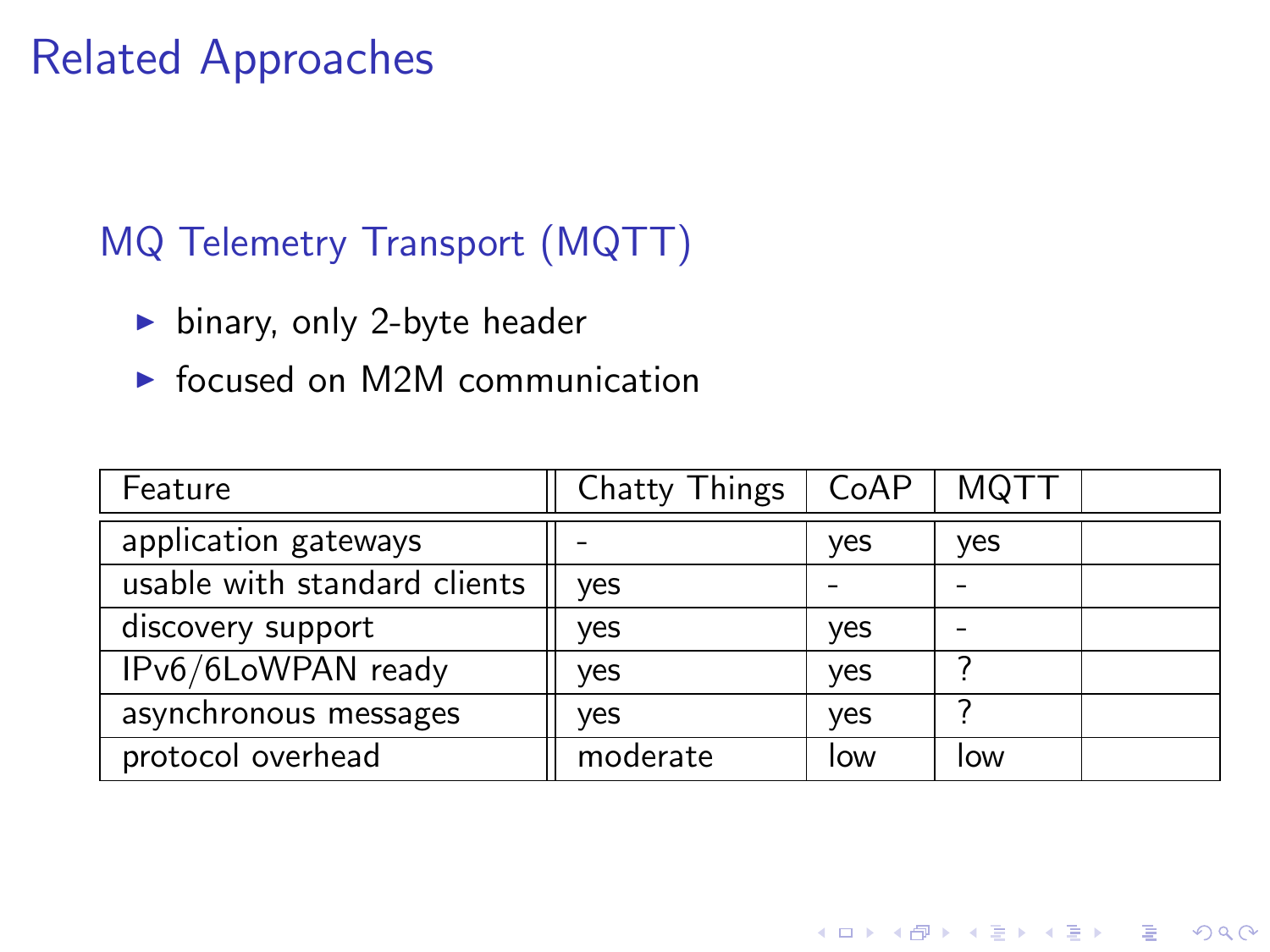# Related Approaches

## MQ Telemetry Transport (MQTT)

- binary, only 2-byte header
- focused on M2M communication

| Feature | Chatty Things | CoAP | MQTT | |
|---|---|---|---|---|
| application gateways | - | yes | yes | |
| usable with standard clients | yes | - | - | |
| discovery support | yes | yes | - | |
| IPv6/6LoWPAN ready | yes | yes | ? | |
| asynchronous messages | yes | yes | ? | |
| protocol overhead | moderate | low | low | |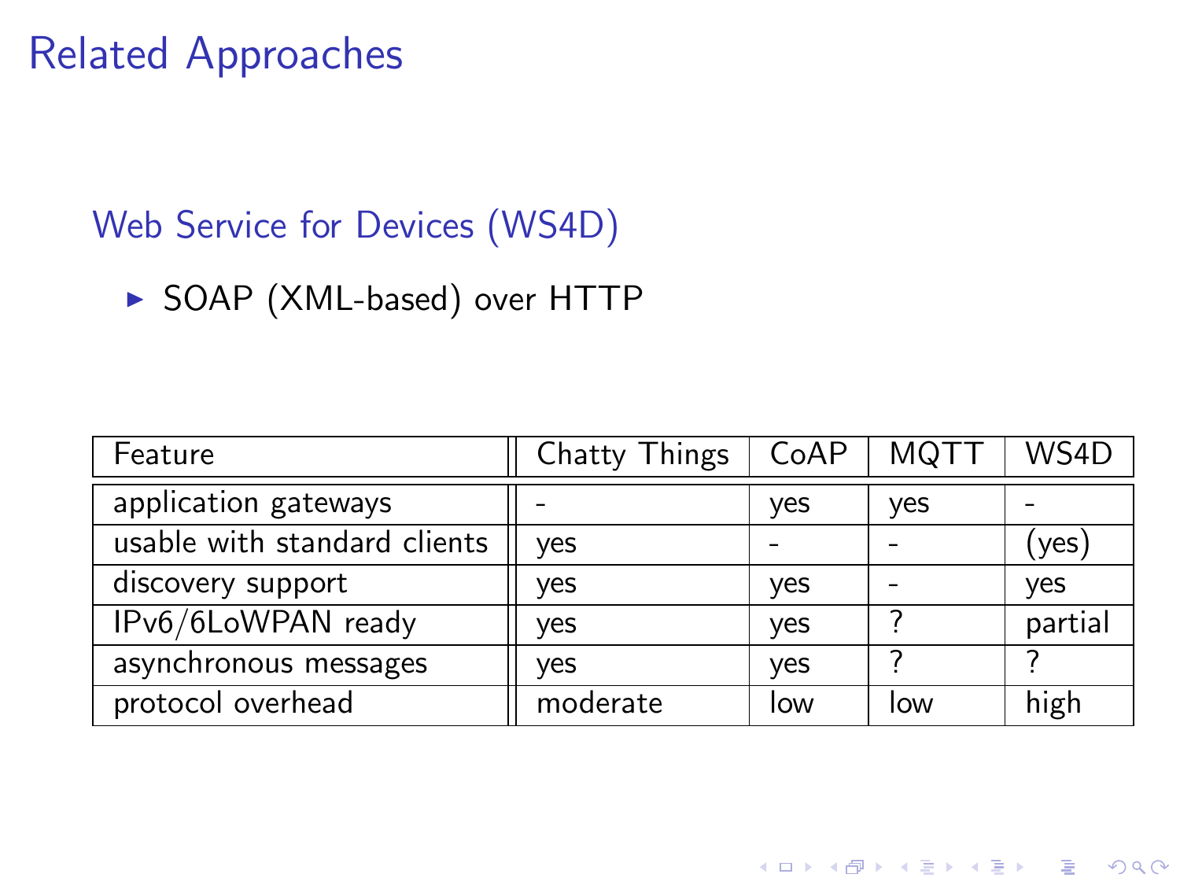# Related Approaches

## Web Service for Devices (WS4D)

- SOAP (XML-based) over HTTP

| Feature | Chatty Things | CoAP | MQTT | WS4D |
|---|---|---|---|---|
| application gateways | - | yes | yes | - |
| usable with standard clients | yes | - | - | (yes) |
| discovery support | yes | yes | - | yes |
| IPv6/6LoWPAN ready | yes | yes | ? | partial |
| asynchronous messages | yes | yes | ? | ? |
| protocol overhead | moderate | low | low | high |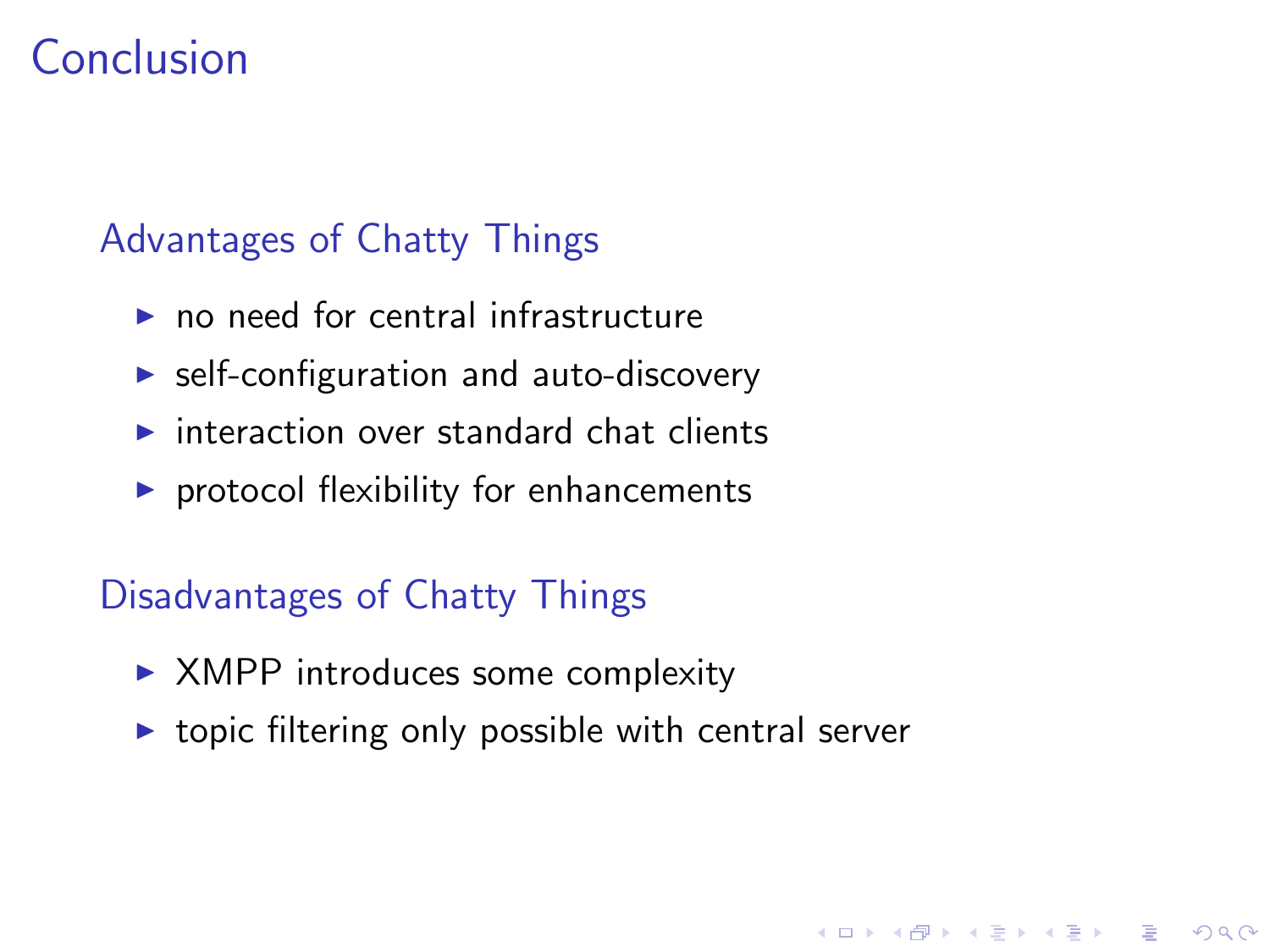# Conclusion

## Advantages of Chatty Things

- no need for central infrastructure
- self-configuration and auto-discovery
- interaction over standard chat clients
- protocol flexibility for enhancements

## Disadvantages of Chatty Things

- XMPP introduces some complexity
- topic filtering only possible with central server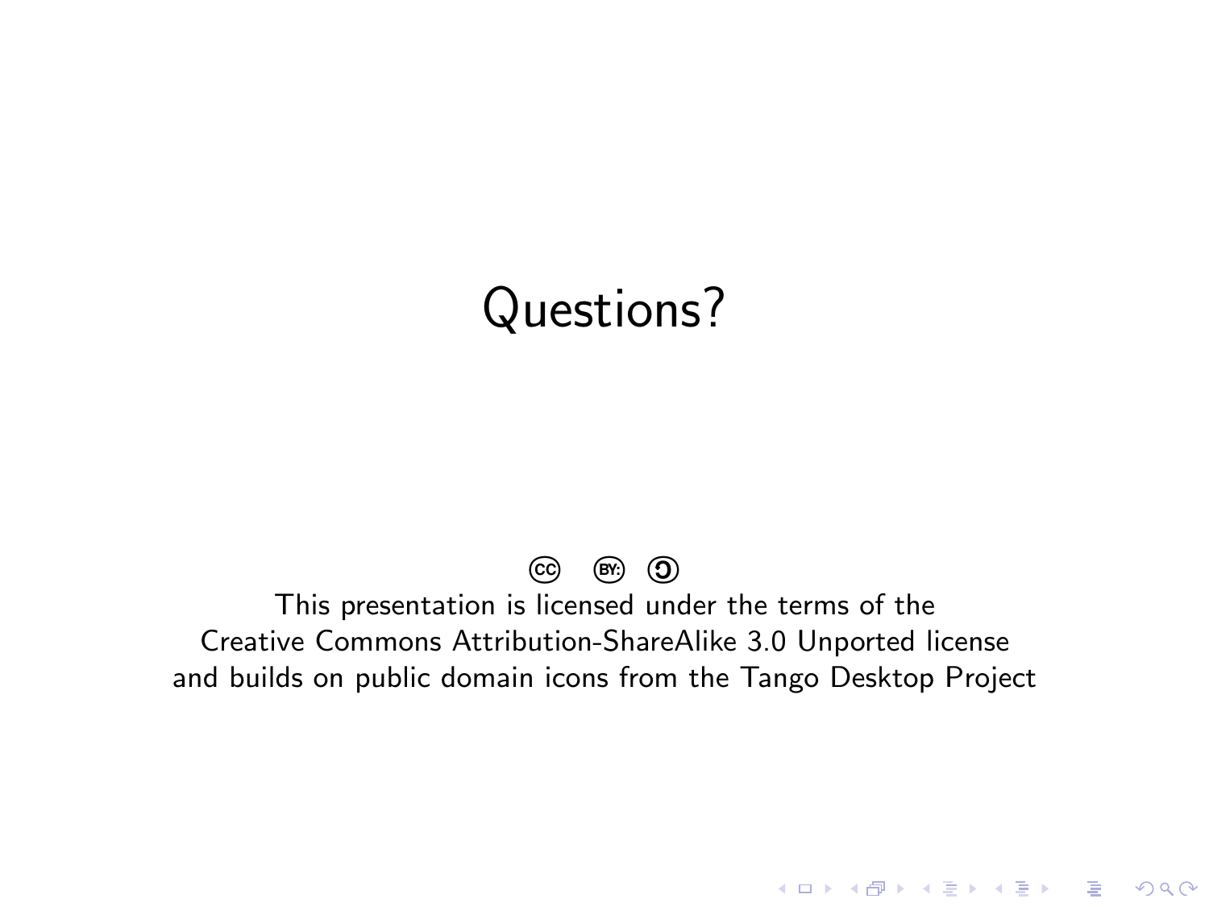# Questions?

This presentation is licensed under the terms of the
Creative Commons Attribution-ShareAlike 3.0 Unported license
and builds on public domain icons from the Tango Desktop Project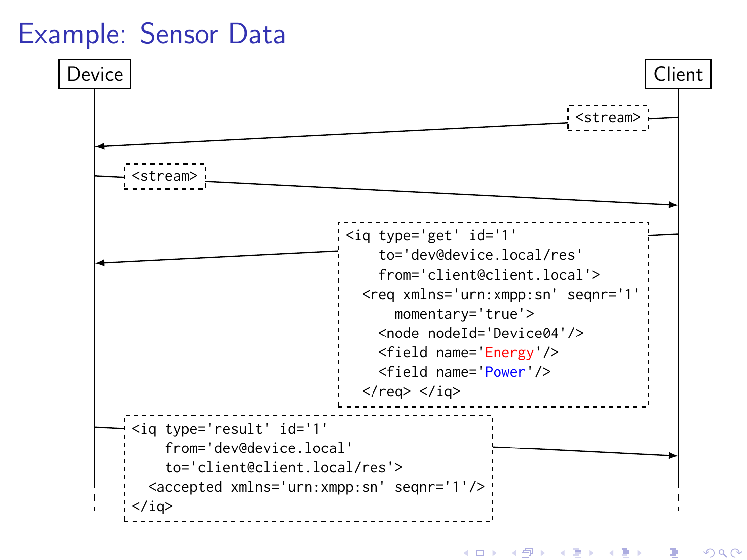# Example: Sensor Data

Device | Client

Client → Device:

```
<stream>
```

Device → Client:

```
<stream>
```

Client → Device:

```
<iq type='get' id='1'
    to='dev@device.local/res'
    from='client@client.local'>
  <req xmlns='urn:xmpp:sn' seqnr='1'
      momentary='true'>
    <node nodeId='Device04'/>
    <field name='Energy'/>
    <field name='Power'/>
  </req> </iq>
```

Device → Client:

```
<iq type='result' id='1'
    from='dev@device.local'
    to='client@client.local/res'>
  <accepted xmlns='urn:xmpp:sn' seqnr='1'/>
</iq>
```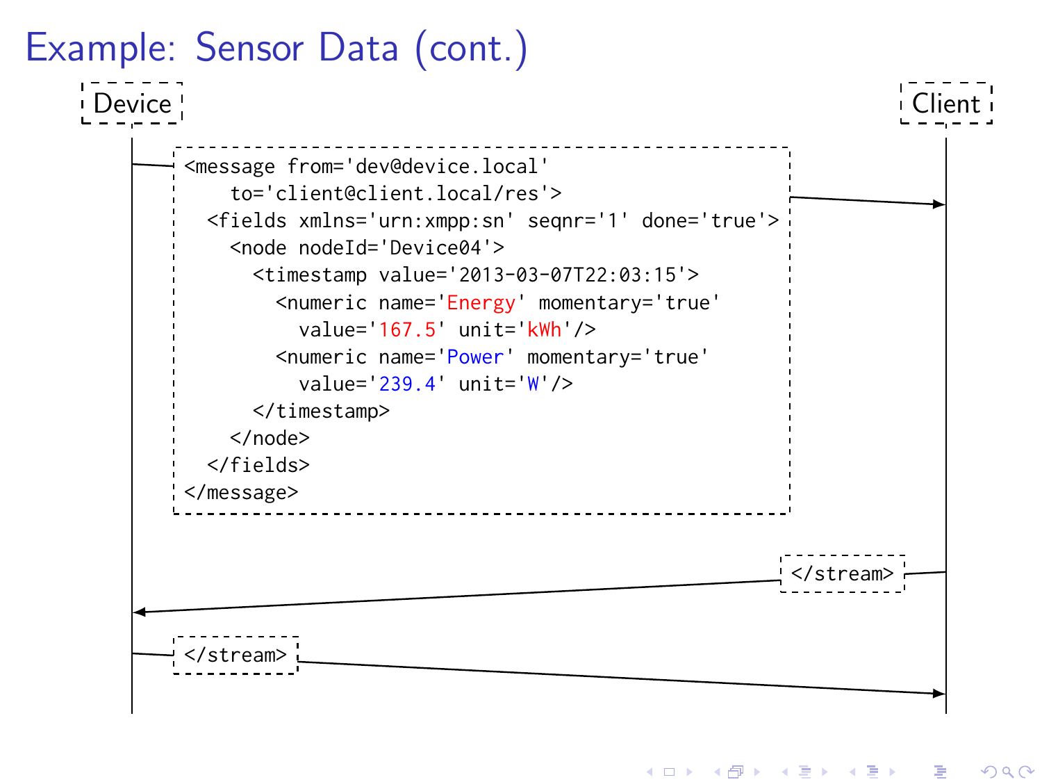# Example: Sensor Data (cont.)

Device

Client

```
<message from='dev@device.local'
    to='client@client.local/res'>
  <fields xmlns='urn:xmpp:sn' seqnr='1' done='true'>
    <node nodeId='Device04'>
      <timestamp value='2013-03-07T22:03:15'>
        <numeric name='Energy' momentary='true'
          value='167.5' unit='kWh'/>
        <numeric name='Power' momentary='true'
          value='239.4' unit='W'/>
      </timestamp>
    </node>
  </fields>
</message>
```

```
</stream>
```

```
</stream>
```